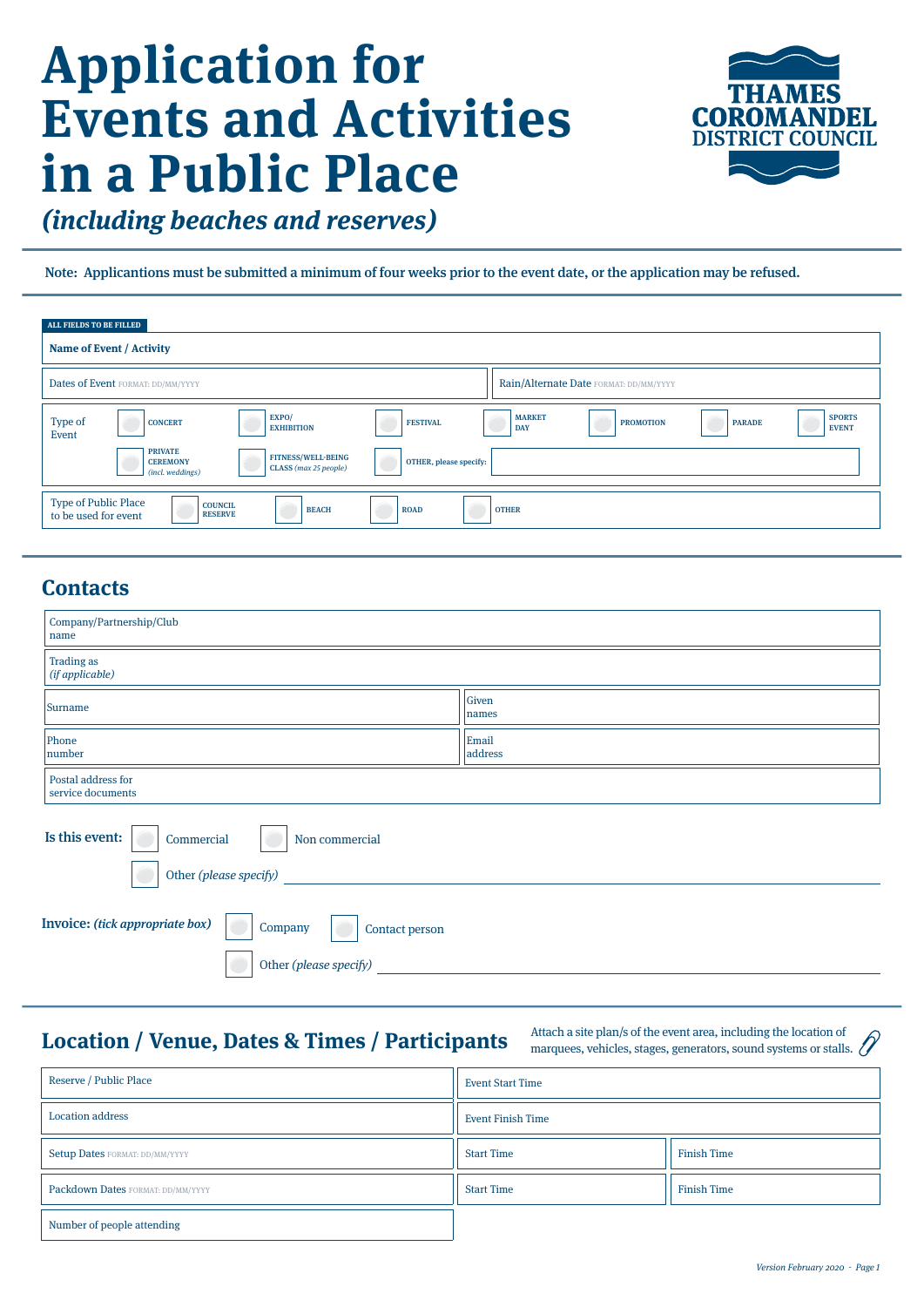# Application for Events and Activities in a Public Place

## *(including beaches and reserves)*

THAMES COROMANDEL DISTRICT COUNCIL

**Note: Applicantions must be submitted a minimum of four weeks prior to the event date, or the application may be refused.**

**ALL FIELDS TO BE FILLED**

| **Name of Event / Activity** | |
|---|---|
| Dates of Event FORMAT: DD/MM/YYYY | Rain/Alternate Date FORMAT: DD/MM/YYYY |

Type of Event

- ☐ CONCERT
- ☐ EXPO/ EXHIBITION
- ☐ FESTIVAL
- ☐ MARKET DAY
- ☐ PROMOTION
- ☐ PARADE
- ☐ SPORTS EVENT
- ☐ PRIVATE CEREMONY *(incl. weddings)*
- ☐ FITNESS/WELL-BEING CLASS *(max 25 people)*
- ☐ OTHER, please specify:

Type of Public Place to be used for event

- ☐ COUNCIL RESERVE
- ☐ BEACH
- ☐ ROAD
- ☐ OTHER

## Contacts

| Company/Partnership/Club name | |
|---|---|
| Trading as *(if applicable)* | |
| Surname | Given names |
| Phone number | Email address |
| Postal address for service documents | |

**Is this event:** ☐ Commercial ☐ Non commercial

☐ Other *(please specify)* ______________________

**Invoice:** ***(tick appropriate box)*** ☐ Company ☐ Contact person

☐ Other *(please specify)* ______________________

## Location / Venue, Dates & Times / Participants

Attach a site plan/s of the event area, including the location of marquees, vehicles, stages, generators, sound systems or stalls.

| Reserve / Public Place | Event Start Time | |
|---|---|---|
| Location address | Event Finish Time | |
| Setup Dates FORMAT: DD/MM/YYYY | Start Time | Finish Time |
| Packdown Dates FORMAT: DD/MM/YYYY | Start Time | Finish Time |
| Number of people attending | | |

*Version February 2020*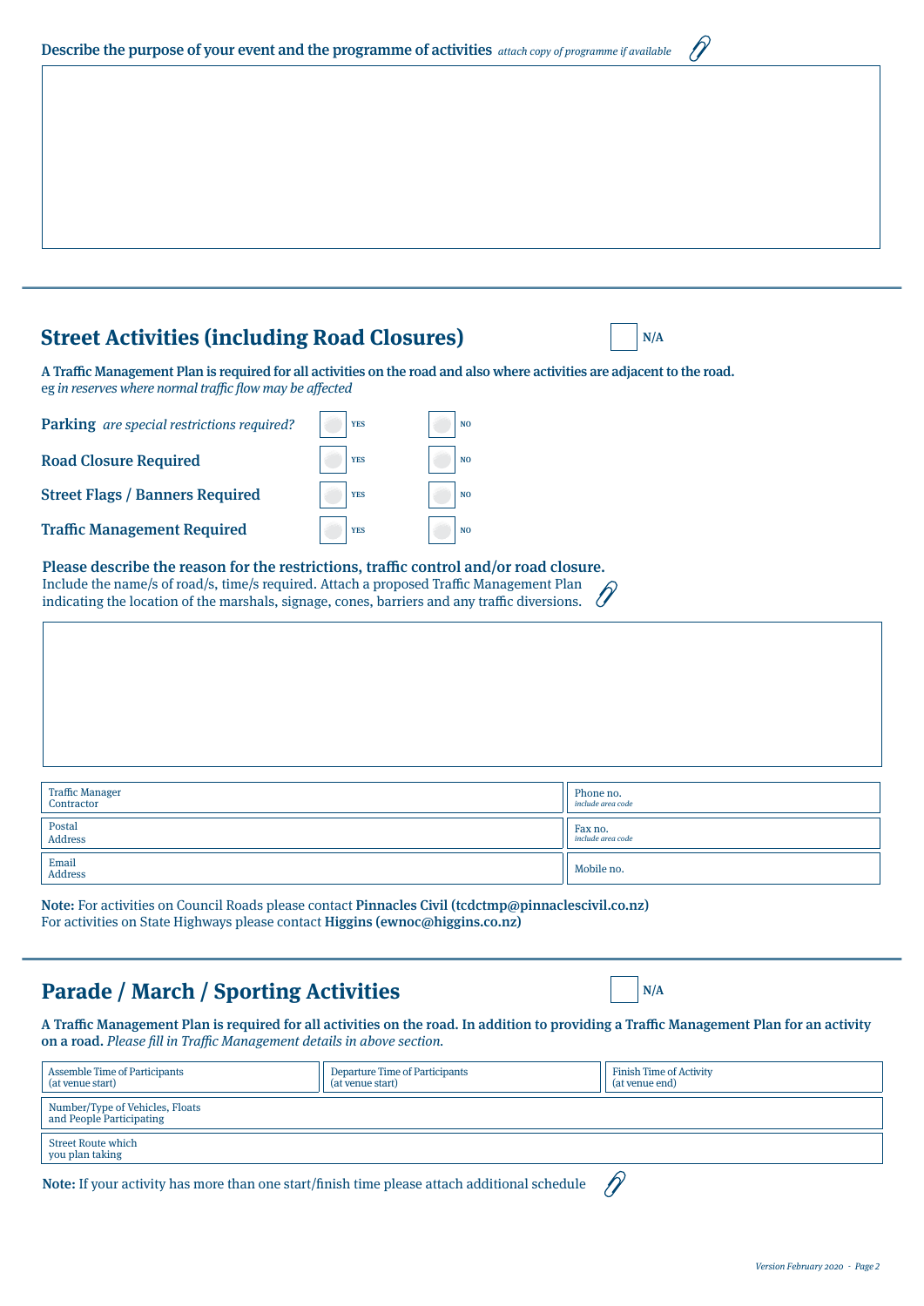**Describe the purpose of your event and the programme of activities** *attach copy of programme if available*

## Street Activities (including Road Closures)

☐ N/A

**A Traffic Management Plan is required for all activities on the road and also where activities are adjacent to the road.**
eg *in reserves where normal traffic flow may be affected*

| | | |
|---|---|---|
| **Parking** *are special restrictions required?* | ☐ YES | ☐ NO |
| **Road Closure Required** | ☐ YES | ☐ NO |
| **Street Flags / Banners Required** | ☐ YES | ☐ NO |
| **Traffic Management Required** | ☐ YES | ☐ NO |

**Please describe the reason for the restrictions, traffic control and/or road closure.**
Include the name/s of road/s, time/s required. Attach a proposed Traffic Management Plan indicating the location of the marshals, signage, cones, barriers and any traffic diversions.

| | |
|---|---|
| Traffic Manager Contractor | Phone no. *include area code* |
| Postal Address | Fax no. *include area code* |
| Email Address | Mobile no. |

**Note:** For activities on Council Roads please contact **Pinnacles Civil (tcdctmp@pinnaclescivil.co.nz)**
For activities on State Highways please contact **Higgins (ewnoc@higgins.co.nz)**

## Parade / March / Sporting Activities

☐ N/A

**A Traffic Management Plan is required for all activities on the road. In addition to providing a Traffic Management Plan for an activity on a road.** *Please fill in Traffic Management details in above section.*

| | | |
|---|---|---|
| Assemble Time of Participants (at venue start) | Departure Time of Participants (at venue start) | Finish Time of Activity (at venue end) |
| Number/Type of Vehicles, Floats and People Participating | | |
| Street Route which you plan taking | | |

**Note:** If your activity has more than one start/finish time please attach additional schedule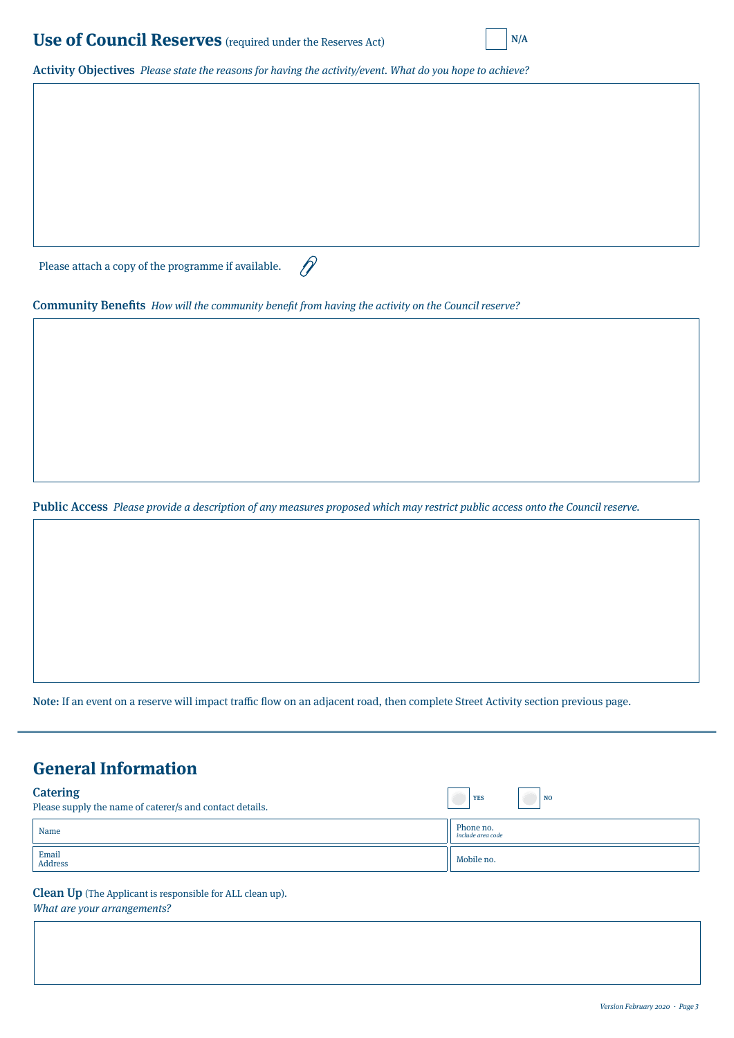## Use of Council Reserves (required under the Reserves Act)

☐ N/A

**Activity Objectives** *Please state the reasons for having the activity/event. What do you hope to achieve?*

Please attach a copy of the programme if available.

**Community Benefits** *How will the community benefit from having the activity on the Council reserve?*

**Public Access** *Please provide a description of any measures proposed which may restrict public access onto the Council reserve.*

**Note:** If an event on a reserve will impact traffic flow on an adjacent road, then complete Street Activity section previous page.

## General Information

### Catering

Please supply the name of caterer/s and contact details.

☐ YES ☐ NO

| Name | Phone no. *include area code* |
|---|---|
| Email Address | Mobile no. |

### Clean Up

(The Applicant is responsible for ALL clean up).

*What are your arrangements?*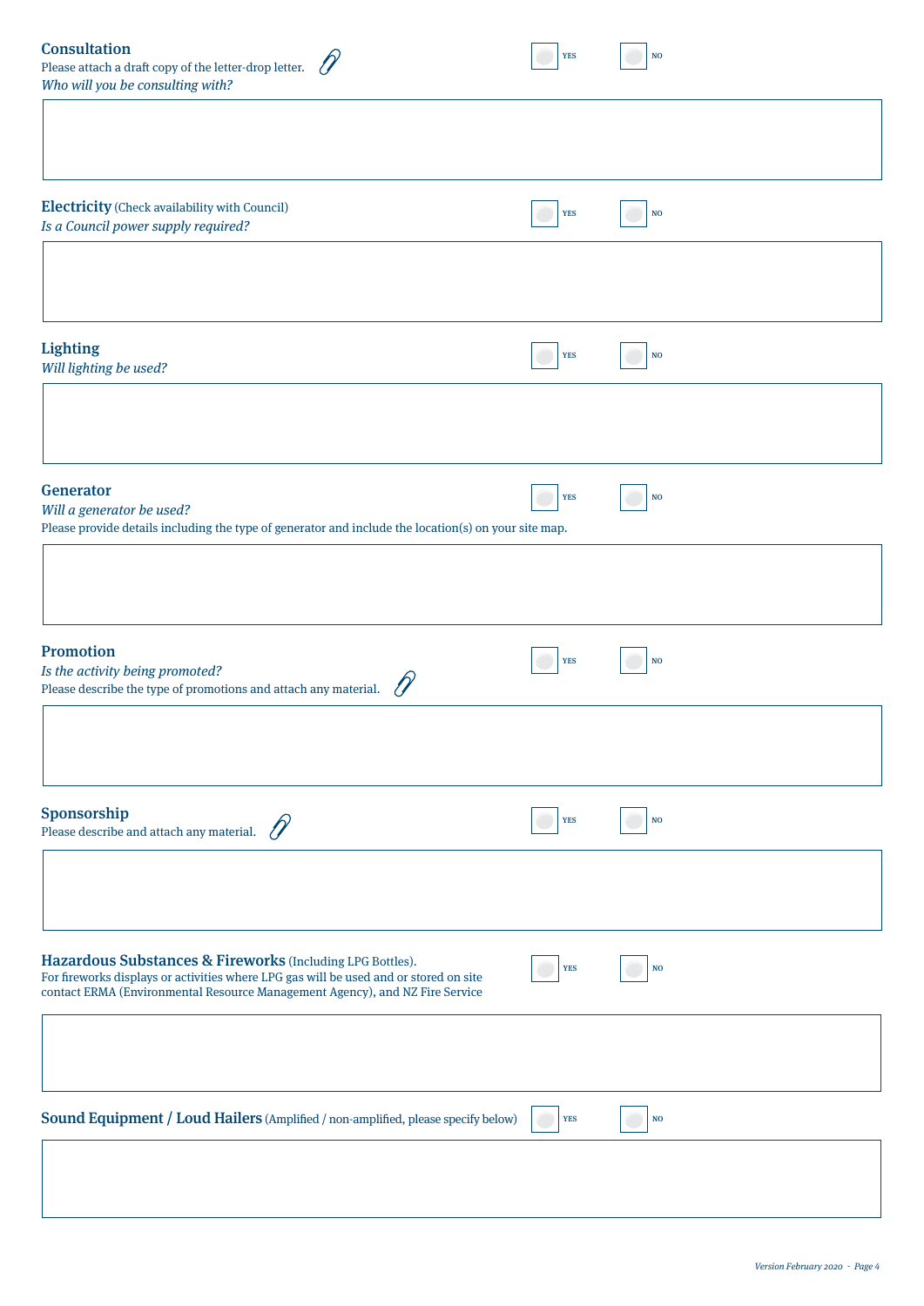## Consultation

Please attach a draft copy of the letter-drop letter.

*Who will you be consulting with?*

YES NO

## Electricity (Check availability with Council)

*Is a Council power supply required?*

YES NO

## Lighting

*Will lighting be used?*

YES NO

## Generator

*Will a generator be used?*

Please provide details including the type of generator and include the location(s) on your site map.

YES NO

## Promotion

*Is the activity being promoted?*

Please describe the type of promotions and attach any material.

YES NO

## Sponsorship

Please describe and attach any material.

YES NO

## Hazardous Substances & Fireworks (Including LPG Bottles).

For fireworks displays or activities where LPG gas will be used and or stored on site contact ERMA (Environmental Resource Management Agency), and NZ Fire Service

YES NO

## Sound Equipment / Loud Hailers (Amplified / non-amplified, please specify below)

YES NO

*Version February 2020*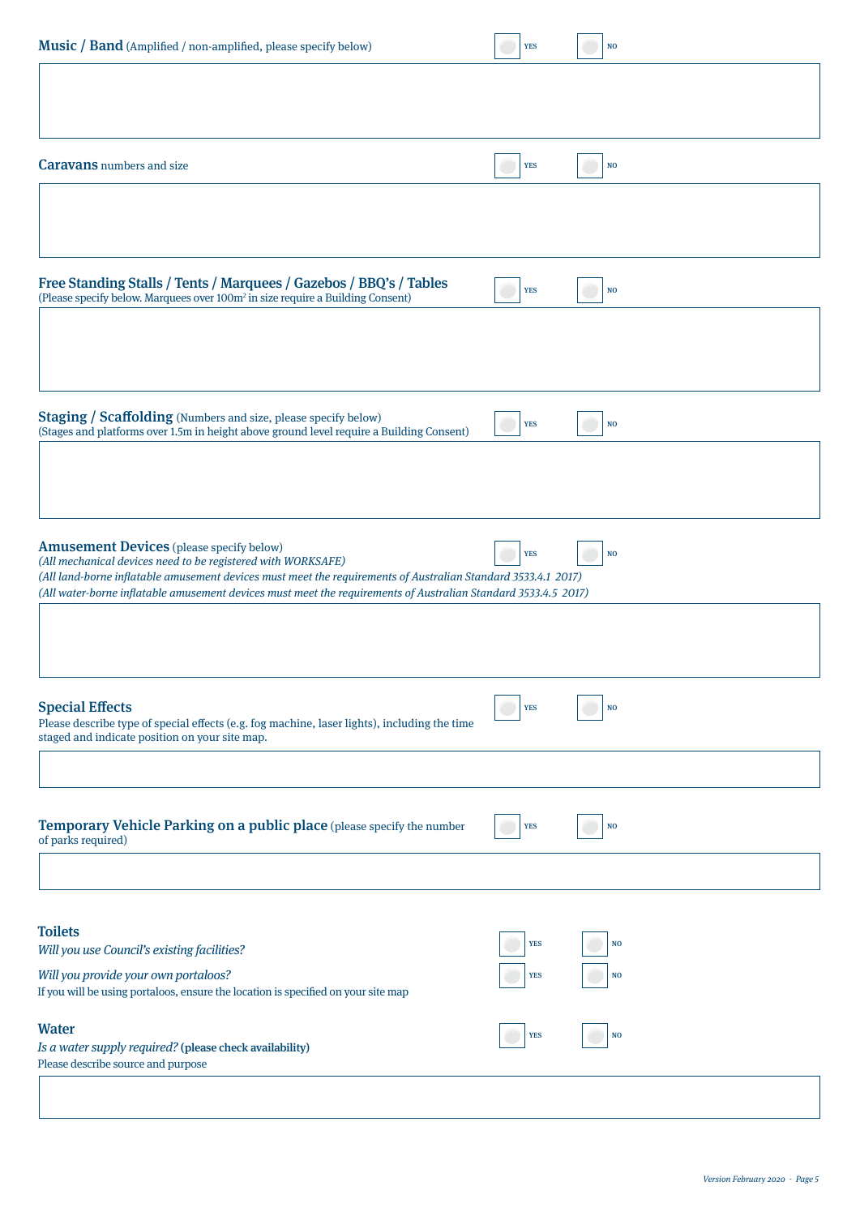**Music / Band** (Amplified / non-amplified, please specify below) YES NO

**Caravans** numbers and size YES NO

**Free Standing Stalls / Tents / Marquees / Gazebos / BBQ's / Tables** YES NO
(Please specify below. Marquees over $100m^2$ in size require a Building Consent)

**Staging / Scaffolding** (Numbers and size, please specify below) YES NO
(Stages and platforms over 1.5m in height above ground level require a Building Consent)

**Amusement Devices** (please specify below) YES NO
*(All mechanical devices need to be registered with WORKSAFE)*
*(All land-borne inflatable amusement devices must meet the requirements of Australian Standard 3533.4.1 2017)*
*(All water-borne inflatable amusement devices must meet the requirements of Australian Standard 3533.4.5 2017)*

**Special Effects** YES NO
Please describe type of special effects (e.g. fog machine, laser lights), including the time staged and indicate position on your site map.

**Temporary Vehicle Parking on a public place** (please specify the number of parks required) YES NO

**Toilets**
*Will you use Council's existing facilities?* YES NO
*Will you provide your own portaloos?* YES NO
If you will be using portaloos, ensure the location is specified on your site map

**Water**
*Is a water supply required?* **(please check availability)** YES NO
Please describe source and purpose

Version February 2020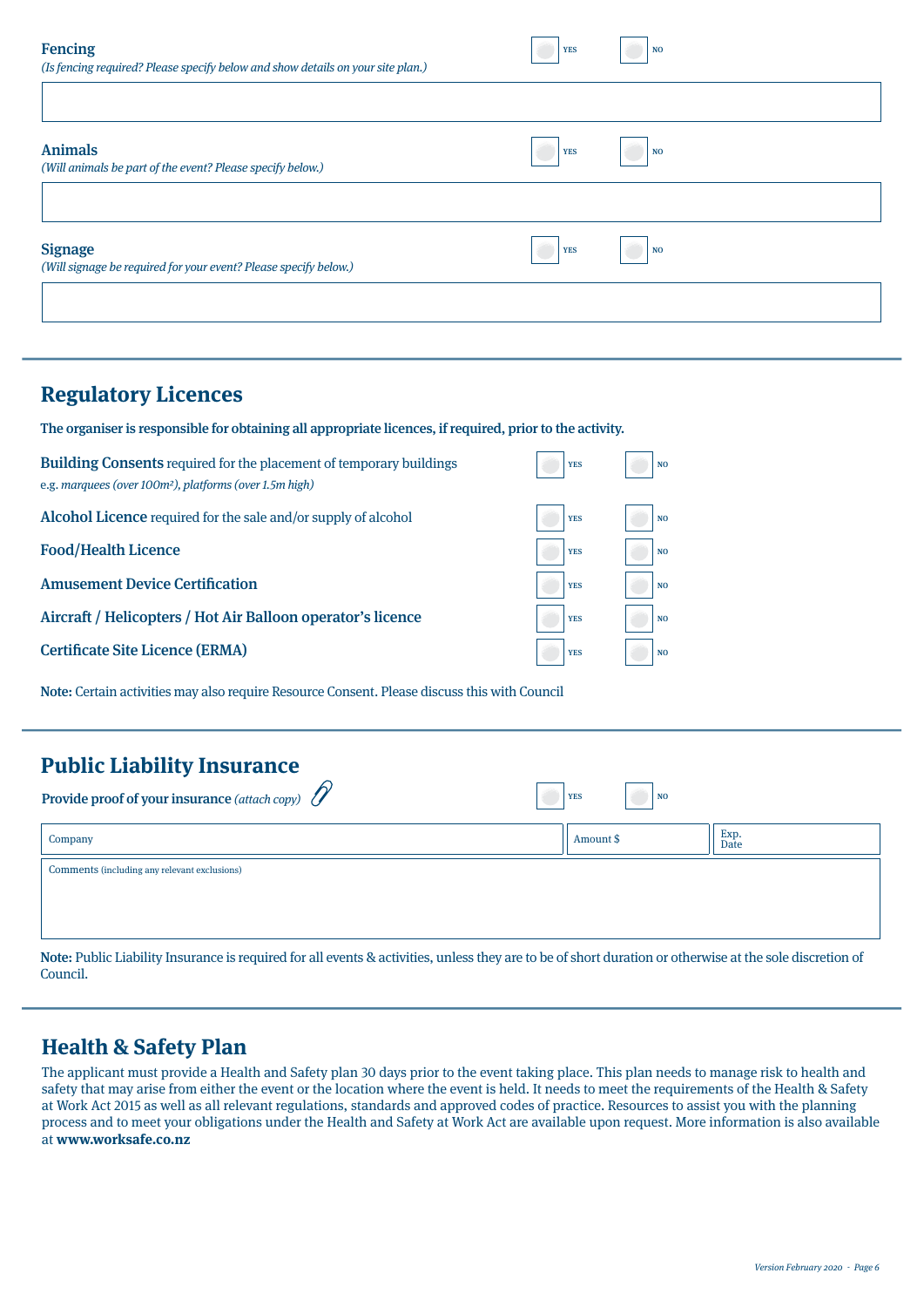**Fencing**
*(Is fencing required? Please specify below and show details on your site plan.)*

☐ YES ☐ NO

**Animals**
*(Will animals be part of the event? Please specify below.)*

☐ YES ☐ NO

**Signage**
*(Will signage be required for your event? Please specify below.)*

☐ YES ☐ NO

## Regulatory Licences

**The organiser is responsible for obtaining all appropriate licences, if required, prior to the activity.**

| | | |
|---|---|---|
| **Building Consents** required for the placement of temporary buildings e.g. *marquees (over 100m²), platforms (over 1.5m high)* | ☐ YES | ☐ NO |
| **Alcohol Licence** required for the sale and/or supply of alcohol | ☐ YES | ☐ NO |
| **Food/Health Licence** | ☐ YES | ☐ NO |
| **Amusement Device Certification** | ☐ YES | ☐ NO |
| **Aircraft / Helicopters / Hot Air Balloon operator's licence** | ☐ YES | ☐ NO |
| **Certificate Site Licence (ERMA)** | ☐ YES | ☐ NO |

**Note:** Certain activities may also require Resource Consent. Please discuss this with Council

## Public Liability Insurance

**Provide proof of your insurance** *(attach copy)* ☐ YES ☐ NO

| Company | Amount $ | Exp. Date |
|---|---|---|
| | | |

Comments (including any relevant exclusions)

**Note:** Public Liability Insurance is required for all events & activities, unless they are to be of short duration or otherwise at the sole discretion of Council.

## Health & Safety Plan

The applicant must provide a Health and Safety plan 30 days prior to the event taking place. This plan needs to manage risk to health and safety that may arise from either the event or the location where the event is held. It needs to meet the requirements of the Health & Safety at Work Act 2015 as well as all relevant regulations, standards and approved codes of practice. Resources to assist you with the planning process and to meet your obligations under the Health and Safety at Work Act are available upon request. More information is also available at **www.worksafe.co.nz**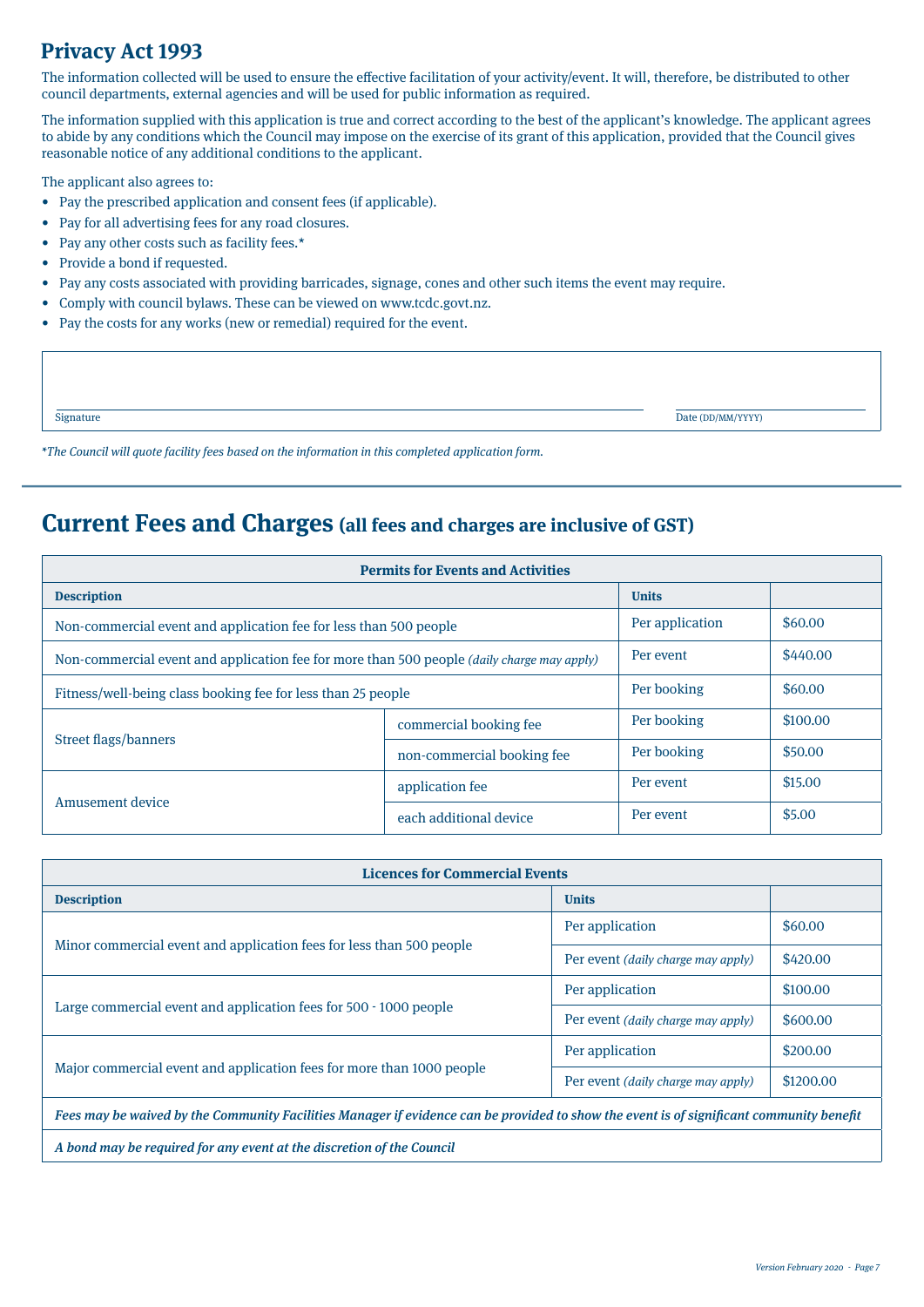## Privacy Act 1993

The information collected will be used to ensure the effective facilitation of your activity/event. It will, therefore, be distributed to other council departments, external agencies and will be used for public information as required.

The information supplied with this application is true and correct according to the best of the applicant's knowledge. The applicant agrees to abide by any conditions which the Council may impose on the exercise of its grant of this application, provided that the Council gives reasonable notice of any additional conditions to the applicant.

The applicant also agrees to:

- Pay the prescribed application and consent fees (if applicable).
- Pay for all advertising fees for any road closures.
- Pay any other costs such as facility fees.*
- Provide a bond if requested.
- Pay any costs associated with providing barricades, signage, cones and other such items the event may require.
- Comply with council bylaws. These can be viewed on www.tcdc.govt.nz.
- Pay the costs for any works (new or remedial) required for the event.

Signature ______________________ Date (DD/MM/YYYY) ______________

*The Council will quote facility fees based on the information in this completed application form.*

## Current Fees and Charges (all fees and charges are inclusive of GST)

| Permits for Events and Activities | | | |
|---|---|---|---|
| **Description** | | **Units** | |
| Non-commercial event and application fee for less than 500 people | | Per application | $60.00 |
| Non-commercial event and application fee for more than 500 people *(daily charge may apply)* | | Per event | $440.00 |
| Fitness/well-being class booking fee for less than 25 people | | Per booking | $60.00 |
| Street flags/banners | commercial booking fee | Per booking | $100.00 |
| | non-commercial booking fee | Per booking | $50.00 |
| Amusement device | application fee | Per event | $15.00 |
| | each additional device | Per event | $5.00 |

| Licences for Commercial Events | | |
|---|---|---|
| **Description** | **Units** | |
| Minor commercial event and application fees for less than 500 people | Per application | $60.00 |
| | Per event *(daily charge may apply)* | $420.00 |
| Large commercial event and application fees for 500 - 1000 people | Per application | $100.00 |
| | Per event *(daily charge may apply)* | $600.00 |
| Major commercial event and application fees for more than 1000 people | Per application | $200.00 |
| | Per event *(daily charge may apply)* | $1200.00 |
| ***Fees may be waived by the Community Facilities Manager if evidence can be provided to show the event is of significant community benefit*** | | |
| ***A bond may be required for any event at the discretion of the Council*** | | |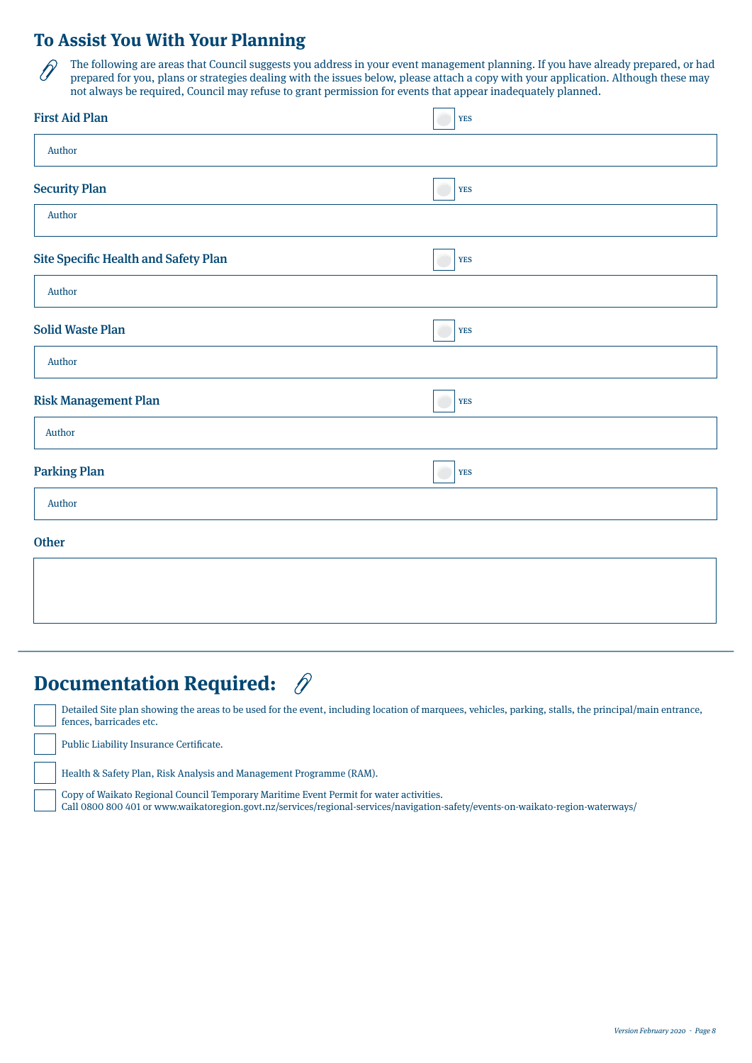## To Assist You With Your Planning

The following are areas that Council suggests you address in your event management planning. If you have already prepared, or had prepared for you, plans or strategies dealing with the issues below, please attach a copy with your application. Although these may not always be required, Council may refuse to grant permission for events that appear inadequately planned.

**First Aid Plan** ☐ YES

Author

**Security Plan** ☐ YES

Author

**Site Specific Health and Safety Plan** ☐ YES

Author

**Solid Waste Plan** ☐ YES

Author

**Risk Management Plan** ☐ YES

Author

**Parking Plan** ☐ YES

Author

**Other**

## Documentation Required:

- ☐ Detailed Site plan showing the areas to be used for the event, including location of marquees, vehicles, parking, stalls, the principal/main entrance, fences, barricades etc.
- ☐ Public Liability Insurance Certificate.
- ☐ Health & Safety Plan, Risk Analysis and Management Programme (RAM).
- ☐ Copy of Waikato Regional Council Temporary Maritime Event Permit for water activities. Call 0800 800 401 or www.waikatoregion.govt.nz/services/regional-services/navigation-safety/events-on-waikato-region-waterways/

*Version February 2020*